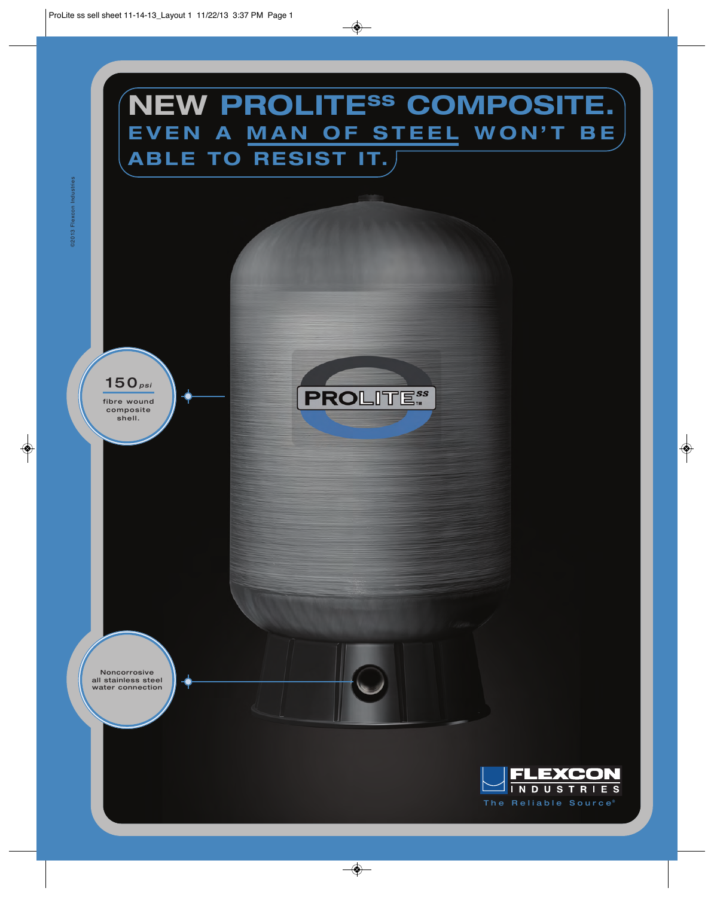# NEW PROLITE$^{SS}$ COMPOSITE.

## EVEN A MAN OF STEEL WON'T BE ABLE TO RESIST IT.

**150** *psi*

fibre wound composite shell.

Noncorrosive all stainless steel water connection

PROLITE$^{SS}$ ™

FLEXCON INDUSTRIES

The Reliable Source®

©2013 Flexcon Industries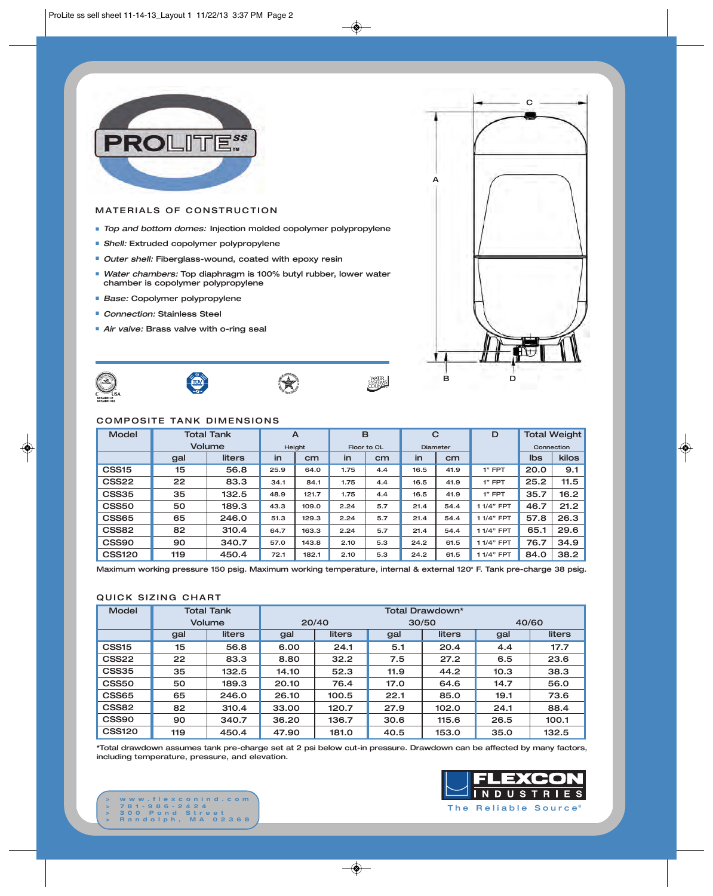PROLITE[ss]

## MATERIALS OF CONSTRUCTION

- *Top and bottom domes:* Injection molded copolymer polypropylene
- *Shell:* Extruded copolymer polypropylene
- *Outer shell:* Fiberglass-wound, coated with epoxy resin
- *Water chambers:* Top diaphragm is 100% butyl rubber, lower water chamber is copolymer polypropylene
- *Base:* Copolymer polypropylene
- *Connection:* Stainless Steel
- *Air valve:* Brass valve with o-ring seal

C
A
B
D

## COMPOSITE TANK DIMENSIONS

| Model | Total Tank Volume | | A Height | | B Floor to CL | | C Diameter | | D Connection | Total Weight | |
|---|---|---|---|---|---|---|---|---|---|---|---|
| | gal | liters | in | cm | in | cm | in | cm | | lbs | kilos |
| CSS15 | 15 | 56.8 | 25.9 | 64.0 | 1.75 | 4.4 | 16.5 | 41.9 | 1" FPT | 20.0 | 9.1 |
| CSS22 | 22 | 83.3 | 34.1 | 84.1 | 1.75 | 4.4 | 16.5 | 41.9 | 1" FPT | 25.2 | 11.5 |
| CSS35 | 35 | 132.5 | 48.9 | 121.7 | 1.75 | 4.4 | 16.5 | 41.9 | 1" FPT | 35.7 | 16.2 |
| CSS50 | 50 | 189.3 | 43.3 | 109.0 | 2.24 | 5.7 | 21.4 | 54.4 | 1 1/4" FPT | 46.7 | 21.2 |
| CSS65 | 65 | 246.0 | 51.3 | 129.3 | 2.24 | 5.7 | 21.4 | 54.4 | 1 1/4" FPT | 57.8 | 26.3 |
| CSS82 | 82 | 310.4 | 64.7 | 163.3 | 2.24 | 5.7 | 21.4 | 54.4 | 1 1/4" FPT | 65.1 | 29.6 |
| CSS90 | 90 | 340.7 | 57.0 | 143.8 | 2.10 | 5.3 | 24.2 | 61.5 | 1 1/4" FPT | 76.7 | 34.9 |
| CSS120 | 119 | 450.4 | 72.1 | 182.1 | 2.10 | 5.3 | 24.2 | 61.5 | 1 1/4" FPT | 84.0 | 38.2 |

Maximum working pressure 150 psig. Maximum working temperature, internal & external 120° F. Tank pre-charge 38 psig.

## QUICK SIZING CHART

| Model | Total Tank Volume | | Total Drawdown* 20/40 | | 30/50 | | 40/60 | |
|---|---|---|---|---|---|---|---|---|
| | gal | liters | gal | liters | gal | liters | gal | liters |
| CSS15 | 15 | 56.8 | 6.00 | 24.1 | 5.1 | 20.4 | 4.4 | 17.7 |
| CSS22 | 22 | 83.3 | 8.80 | 32.2 | 7.5 | 27.2 | 6.5 | 23.6 |
| CSS35 | 35 | 132.5 | 14.10 | 52.3 | 11.9 | 44.2 | 10.3 | 38.3 |
| CSS50 | 50 | 189.3 | 20.10 | 76.4 | 17.0 | 64.6 | 14.7 | 56.0 |
| CSS65 | 65 | 246.0 | 26.10 | 100.5 | 22.1 | 85.0 | 19.1 | 73.6 |
| CSS82 | 82 | 310.4 | 33.00 | 120.7 | 27.9 | 102.0 | 24.1 | 88.4 |
| CSS90 | 90 | 340.7 | 36.20 | 136.7 | 30.6 | 115.6 | 26.5 | 100.1 |
| CSS120 | 119 | 450.4 | 47.90 | 181.0 | 40.5 | 153.0 | 35.0 | 132.5 |

*Total drawdown assumes tank pre-charge set at 2 psi below cut-in pressure. Drawdown can be affected by many factors, including temperature, pressure, and elevation.

> www.flexconind.com
> 781-986-2424
> 300 Pond Street
> Randolph, MA 02368

FLEXCON INDUSTRIES
The Reliable Source®